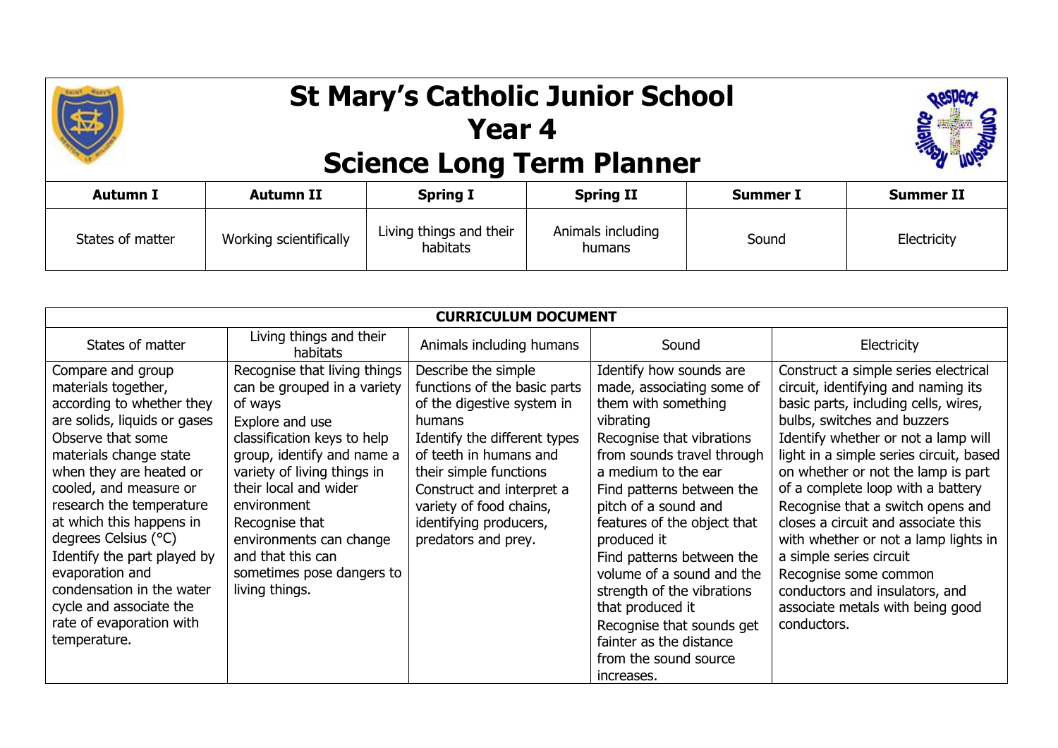# St Mary's Catholic Junior School
## Year 4
## Science Long Term Planner

| Autumn I | Autumn II | Spring I | Spring II | Summer I | Summer II |
|---|---|---|---|---|---|
| States of matter | Working scientifically | Living things and their habitats | Animals including humans | Sound | Electricity |

| CURRICULUM DOCUMENT | | | | |
|---|---|---|---|---|
| States of matter | Living things and their habitats | Animals including humans | Sound | Electricity |
| Compare and group materials together, according to whether they are solids, liquids or gases<br>Observe that some materials change state when they are heated or cooled, and measure or research the temperature at which this happens in degrees Celsius (°C)<br>Identify the part played by evaporation and condensation in the water cycle and associate the rate of evaporation with temperature. | Recognise that living things can be grouped in a variety of ways<br>Explore and use classification keys to help group, identify and name a variety of living things in their local and wider environment<br>Recognise that environments can change and that this can sometimes pose dangers to living things. | Describe the simple functions of the basic parts of the digestive system in humans<br>Identify the different types of teeth in humans and their simple functions<br>Construct and interpret a variety of food chains, identifying producers, predators and prey. | Identify how sounds are made, associating some of them with something vibrating<br>Recognise that vibrations from sounds travel through a medium to the ear<br>Find patterns between the pitch of a sound and features of the object that produced it<br>Find patterns between the volume of a sound and the strength of the vibrations that produced it<br>Recognise that sounds get fainter as the distance from the sound source increases. | Construct a simple series electrical circuit, identifying and naming its basic parts, including cells, wires, bulbs, switches and buzzers<br>Identify whether or not a lamp will light in a simple series circuit, based on whether or not the lamp is part of a complete loop with a battery<br>Recognise that a switch opens and closes a circuit and associate this with whether or not a lamp lights in a simple series circuit<br>Recognise some common conductors and insulators, and associate metals with being good conductors. |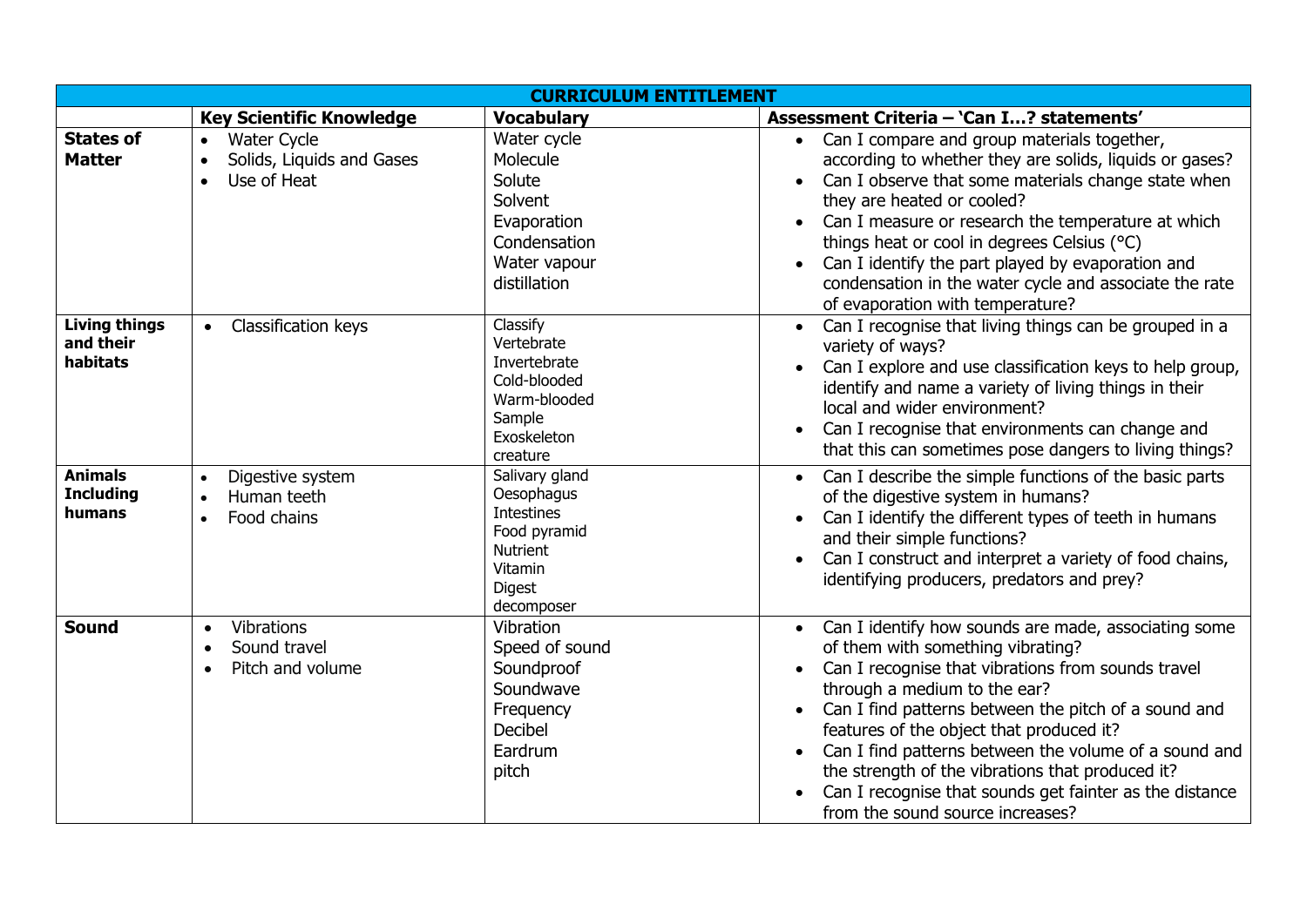| CURRICULUM ENTITLEMENT | | | |
|---|---|---|---|
| | **Key Scientific Knowledge** | **Vocabulary** | **Assessment Criteria – 'Can I…? statements'** |
| **States of Matter** | • Water Cycle<br>• Solids, Liquids and Gases<br>• Use of Heat | Water cycle<br>Molecule<br>Solute<br>Solvent<br>Evaporation<br>Condensation<br>Water vapour<br>distillation | • Can I compare and group materials together, according to whether they are solids, liquids or gases?<br>• Can I observe that some materials change state when they are heated or cooled?<br>• Can I measure or research the temperature at which things heat or cool in degrees Celsius (°C)<br>• Can I identify the part played by evaporation and condensation in the water cycle and associate the rate of evaporation with temperature? |
| **Living things and their habitats** | • Classification keys | Classify<br>Vertebrate<br>Invertebrate<br>Cold-blooded<br>Warm-blooded<br>Sample<br>Exoskeleton<br>creature | • Can I recognise that living things can be grouped in a variety of ways?<br>• Can I explore and use classification keys to help group, identify and name a variety of living things in their local and wider environment?<br>• Can I recognise that environments can change and that this can sometimes pose dangers to living things? |
| **Animals Including humans** | • Digestive system<br>• Human teeth<br>• Food chains | Salivary gland<br>Oesophagus<br>Intestines<br>Food pyramid<br>Nutrient<br>Vitamin<br>Digest<br>decomposer | • Can I describe the simple functions of the basic parts of the digestive system in humans?<br>• Can I identify the different types of teeth in humans and their simple functions?<br>• Can I construct and interpret a variety of food chains, identifying producers, predators and prey? |
| **Sound** | • Vibrations<br>• Sound travel<br>• Pitch and volume | Vibration<br>Speed of sound<br>Soundproof<br>Soundwave<br>Frequency<br>Decibel<br>Eardrum<br>pitch | • Can I identify how sounds are made, associating some of them with something vibrating?<br>• Can I recognise that vibrations from sounds travel through a medium to the ear?<br>• Can I find patterns between the pitch of a sound and features of the object that produced it?<br>• Can I find patterns between the volume of a sound and the strength of the vibrations that produced it?<br>• Can I recognise that sounds get fainter as the distance from the sound source increases? |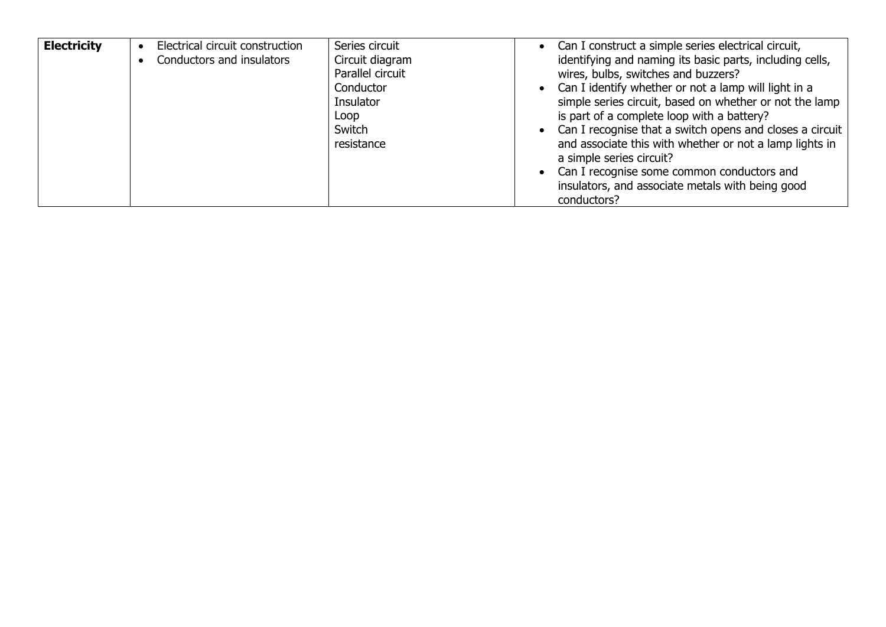| | | | |
|---|---|---|---|
| **Electricity** | • Electrical circuit construction<br>• Conductors and insulators | Series circuit<br>Circuit diagram<br>Parallel circuit<br>Conductor<br>Insulator<br>Loop<br>Switch<br>resistance | • Can I construct a simple series electrical circuit, identifying and naming its basic parts, including cells, wires, bulbs, switches and buzzers?<br>• Can I identify whether or not a lamp will light in a simple series circuit, based on whether or not the lamp is part of a complete loop with a battery?<br>• Can I recognise that a switch opens and closes a circuit and associate this with whether or not a lamp lights in a simple series circuit?<br>• Can I recognise some common conductors and insulators, and associate metals with being good conductors? |